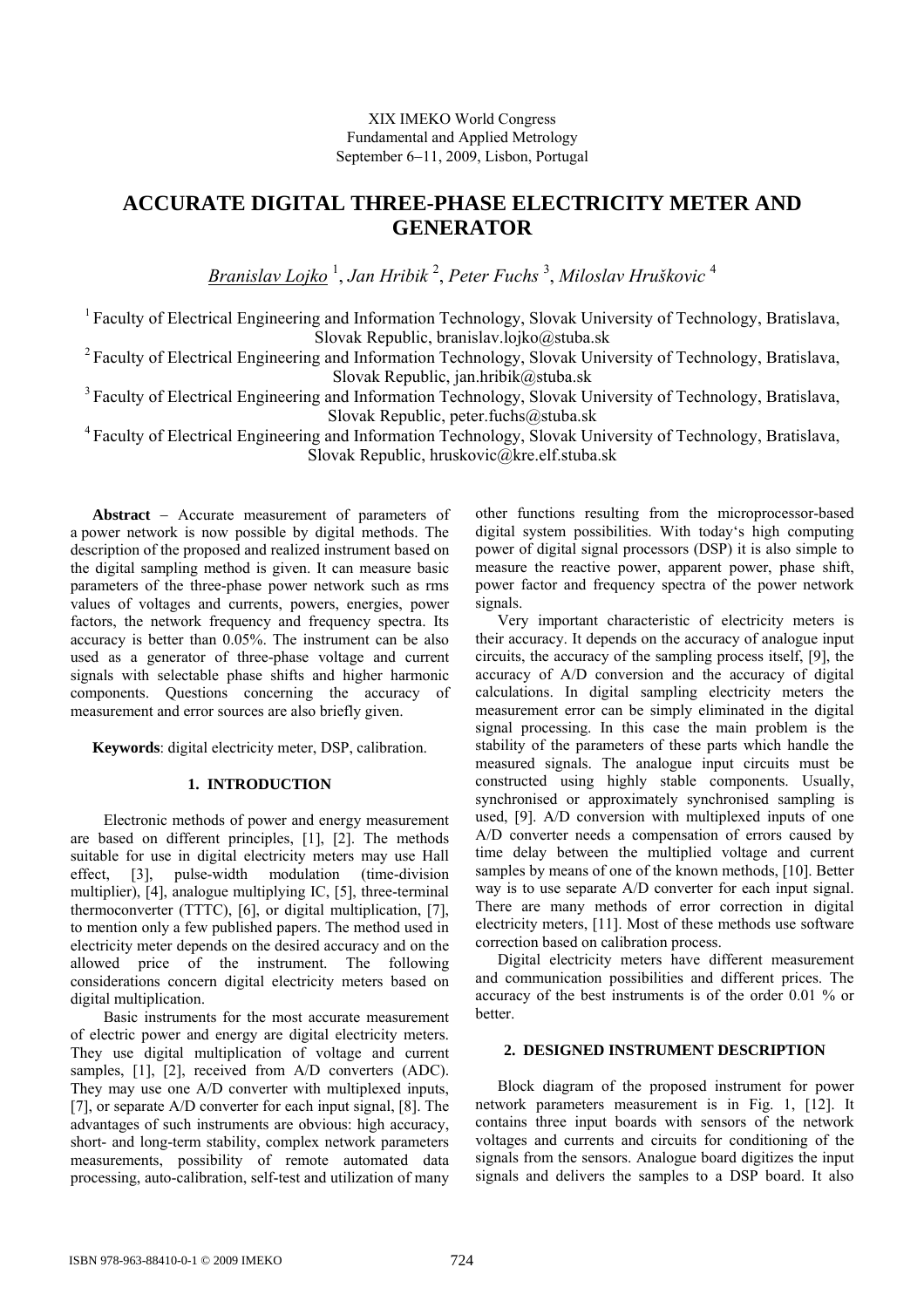XIX IMEKO World Congress
Fundamental and Applied Metrology
September 6–11, 2009, Lisbon, Portugal

# ACCURATE DIGITAL THREE-PHASE ELECTRICITY METER AND GENERATOR

*Branislav Lojko* [1], *Jan Hribik* [2], *Peter Fuchs* [3], *Miloslav Hruškovic* [4]

[1] Faculty of Electrical Engineering and Information Technology, Slovak University of Technology, Bratislava, Slovak Republic, branislav.lojko@stuba.sk
[2] Faculty of Electrical Engineering and Information Technology, Slovak University of Technology, Bratislava, Slovak Republic, jan.hribik@stuba.sk
[3] Faculty of Electrical Engineering and Information Technology, Slovak University of Technology, Bratislava, Slovak Republic, peter.fuchs@stuba.sk
[4] Faculty of Electrical Engineering and Information Technology, Slovak University of Technology, Bratislava, Slovak Republic, hruskovic@kre.elf.stuba.sk

**Abstract** – Accurate measurement of parameters of a power network is now possible by digital methods. The description of the proposed and realized instrument based on the digital sampling method is given. It can measure basic parameters of the three-phase power network such as rms values of voltages and currents, powers, energies, power factors, the network frequency and frequency spectra. Its accuracy is better than 0.05%. The instrument can be also used as a generator of three-phase voltage and current signals with selectable phase shifts and higher harmonic components. Questions concerning the accuracy of measurement and error sources are also briefly given.

**Keywords**: digital electricity meter, DSP, calibration.

## 1. INTRODUCTION

Electronic methods of power and energy measurement are based on different principles, [1], [2]. The methods suitable for use in digital electricity meters may use Hall effect, [3], pulse-width modulation (time-division multiplier), [4], analogue multiplying IC, [5], three-terminal thermoconverter (TTTC), [6], or digital multiplication, [7], to mention only a few published papers. The method used in electricity meter depends on the desired accuracy and on the allowed price of the instrument. The following considerations concern digital electricity meters based on digital multiplication.

Basic instruments for the most accurate measurement of electric power and energy are digital electricity meters. They use digital multiplication of voltage and current samples, [1], [2], received from A/D converters (ADC). They may use one A/D converter with multiplexed inputs, [7], or separate A/D converter for each input signal, [8]. The advantages of such instruments are obvious: high accuracy, short- and long-term stability, complex network parameters measurements, possibility of remote automated data processing, auto-calibration, self-test and utilization of many other functions resulting from the microprocessor-based digital system possibilities. With today's high computing power of digital signal processors (DSP) it is also simple to measure the reactive power, apparent power, phase shift, power factor and frequency spectra of the power network signals.

Very important characteristic of electricity meters is their accuracy. It depends on the accuracy of analogue input circuits, the accuracy of the sampling process itself, [9], the accuracy of A/D conversion and the accuracy of digital calculations. In digital sampling electricity meters the measurement error can be simply eliminated in the digital signal processing. In this case the main problem is the stability of the parameters of these parts which handle the measured signals. The analogue input circuits must be constructed using highly stable components. Usually, synchronised or approximately synchronised sampling is used, [9]. A/D conversion with multiplexed inputs of one A/D converter needs a compensation of errors caused by time delay between the multiplied voltage and current samples by means of one of the known methods, [10]. Better way is to use separate A/D converter for each input signal. There are many methods of error correction in digital electricity meters, [11]. Most of these methods use software correction based on calibration process.

Digital electricity meters have different measurement and communication possibilities and different prices. The accuracy of the best instruments is of the order 0.01 % or better.

## 2. DESIGNED INSTRUMENT DESCRIPTION

Block diagram of the proposed instrument for power network parameters measurement is in Fig. 1, [12]. It contains three input boards with sensors of the network voltages and currents and circuits for conditioning of the signals from the sensors. Analogue board digitizes the input signals and delivers the samples to a DSP board. It also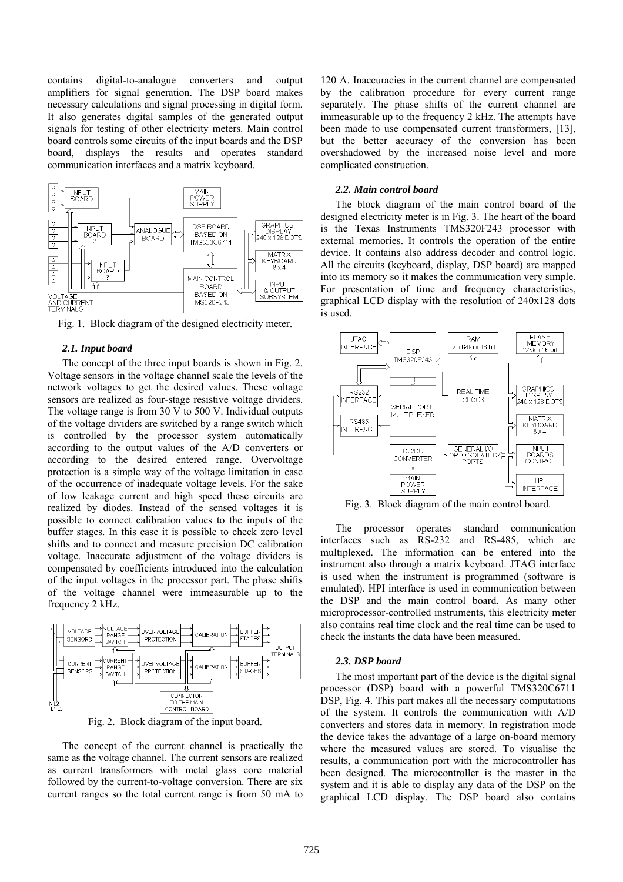contains digital-to-analogue converters and output amplifiers for signal generation. The DSP board makes necessary calculations and signal processing in digital form. It also generates digital samples of the generated output signals for testing of other electricity meters. Main control board controls some circuits of the input boards and the DSP board, displays the results and operates standard communication interfaces and a matrix keyboard.

Fig. 1. Block diagram of the designed electricity meter.

### *2.1. Input board*

The concept of the three input boards is shown in Fig. 2. Voltage sensors in the voltage channel scale the levels of the network voltages to get the desired values. These voltage sensors are realized as four-stage resistive voltage dividers. The voltage range is from 30 V to 500 V. Individual outputs of the voltage dividers are switched by a range switch which is controlled by the processor system automatically according to the output values of the A/D converters or according to the desired entered range. Overvoltage protection is a simple way of the voltage limitation in case of the occurrence of inadequate voltage levels. For the sake of low leakage current and high speed these circuits are realized by diodes. Instead of the sensed voltages it is possible to connect calibration values to the inputs of the buffer stages. In this case it is possible to check zero level shifts and to connect and measure precision DC calibration voltage. Inaccurate adjustment of the voltage dividers is compensated by coefficients introduced into the calculation of the input voltages in the processor part. The phase shifts of the voltage channel were immeasurable up to the frequency 2 kHz.

Fig. 2. Block diagram of the input board.

The concept of the current channel is practically the same as the voltage channel. The current sensors are realized as current transformers with metal glass core material followed by the current-to-voltage conversion. There are six current ranges so the total current range is from 50 mA to 120 A. Inaccuracies in the current channel are compensated by the calibration procedure for every current range separately. The phase shifts of the current channel are immeasurable up to the frequency 2 kHz. The attempts have been made to use compensated current transformers, [13], but the better accuracy of the conversion has been overshadowed by the increased noise level and more complicated construction.

### *2.2. Main control board*

The block diagram of the main control board of the designed electricity meter is in Fig. 3. The heart of the board is the Texas Instruments TMS320F243 processor with external memories. It controls the operation of the entire device. It contains also address decoder and control logic. All the circuits (keyboard, display, DSP board) are mapped into its memory so it makes the communication very simple. For presentation of time and frequency characteristics, graphical LCD display with the resolution of 240x128 dots is used.

Fig. 3. Block diagram of the main control board.

The processor operates standard communication interfaces such as RS-232 and RS-485, which are multiplexed. The information can be entered into the instrument also through a matrix keyboard. JTAG interface is used when the instrument is programmed (software is emulated). HPI interface is used in communication between the DSP and the main control board. As many other microprocessor-controlled instruments, this electricity meter also contains real time clock and the real time can be used to check the instants the data have been measured.

### *2.3. DSP board*

The most important part of the device is the digital signal processor (DSP) board with a powerful TMS320C6711 DSP, Fig. 4. This part makes all the necessary computations of the system. It controls the communication with A/D converters and stores data in memory. In registration mode the device takes the advantage of a large on-board memory where the measured values are stored. To visualise the results, a communication port with the microcontroller has been designed. The microcontroller is the master in the system and it is able to display any data of the DSP on the graphical LCD display. The DSP board also contains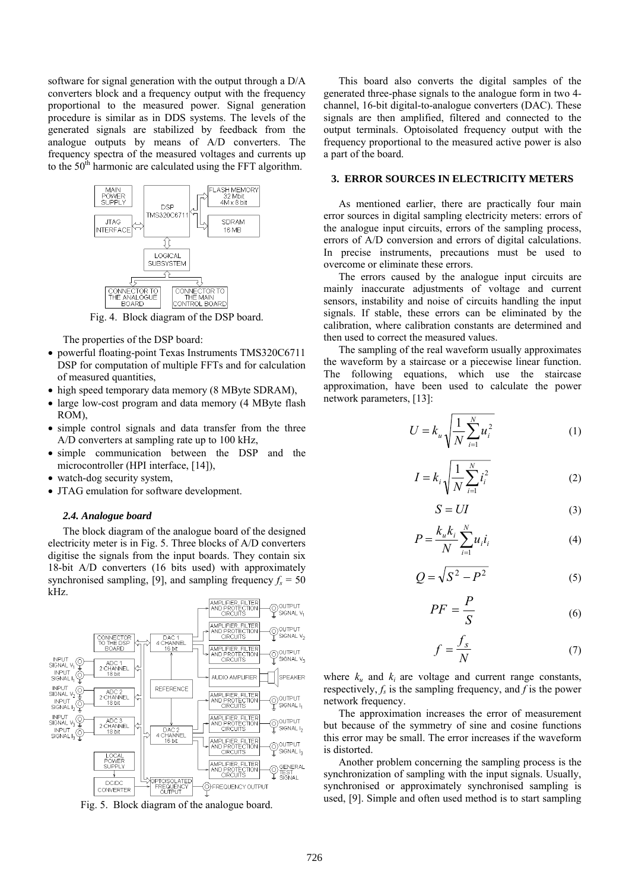software for signal generation with the output through a D/A converters block and a frequency output with the frequency proportional to the measured power. Signal generation procedure is similar as in DDS systems. The levels of the generated signals are stabilized by feedback from the analogue outputs by means of A/D converters. The frequency spectra of the measured voltages and currents up to the 50th harmonic are calculated using the FFT algorithm.

Fig. 4. Block diagram of the DSP board.

The properties of the DSP board:

- powerful floating-point Texas Instruments TMS320C6711 DSP for computation of multiple FFTs and for calculation of measured quantities,
- high speed temporary data memory (8 MByte SDRAM),
- large low-cost program and data memory (4 MByte flash ROM),
- simple control signals and data transfer from the three A/D converters at sampling rate up to 100 kHz,
- simple communication between the DSP and the microcontroller (HPI interface, [14]),
- watch-dog security system,
- JTAG emulation for software development.

### *2.4. Analogue board*

The block diagram of the analogue board of the designed electricity meter is in Fig. 5. Three blocks of A/D converters digitise the signals from the input boards. They contain six 18-bit A/D converters (16 bits used) with approximately synchronised sampling, [9], and sampling frequency $f_s$ = 50 kHz.

Fig. 5. Block diagram of the analogue board.

This board also converts the digital samples of the generated three-phase signals to the analogue form in two 4-channel, 16-bit digital-to-analogue converters (DAC). These signals are then amplified, filtered and connected to the output terminals. Optoisolated frequency output with the frequency proportional to the measured active power is also a part of the board.

## 3. ERROR SOURCES IN ELECTRICITY METERS

As mentioned earlier, there are practically four main error sources in digital sampling electricity meters: errors of the analogue input circuits, errors of the sampling process, errors of A/D conversion and errors of digital calculations. In precise instruments, precautions must be used to overcome or eliminate these errors.

The errors caused by the analogue input circuits are mainly inaccurate adjustments of voltage and current sensors, instability and noise of circuits handling the input signals. If stable, these errors can be eliminated by the calibration, where calibration constants are determined and then used to correct the measured values.

The sampling of the real waveform usually approximates the waveform by a staircase or a piecewise linear function. The following equations, which use the staircase approximation, have been used to calculate the power network parameters, [13]:

$$U = k_u \sqrt{\frac{1}{N}\sum_{i=1}^{N} u_i^2} \tag{1}$$

$$I = k_i \sqrt{\frac{1}{N}\sum_{i=1}^{N} i_i^2} \tag{2}$$

$$S = UI \tag{3}$$

$$P = \frac{k_u k_i}{N}\sum_{i=1}^{N} u_i i_i \tag{4}$$

$$Q = \sqrt{S^2 - P^2} \tag{5}$$

$$PF = \frac{P}{S} \tag{6}$$

$$f = \frac{f_s}{N} \tag{7}$$

where $k_u$ and $k_i$ are voltage and current range constants, respectively, $f_s$ is the sampling frequency, and $f$ is the power network frequency.

The approximation increases the error of measurement but because of the symmetry of sine and cosine functions this error may be small. The error increases if the waveform is distorted.

Another problem concerning the sampling process is the synchronization of sampling with the input signals. Usually, synchronised or approximately synchronised sampling is used, [9]. Simple and often used method is to start sampling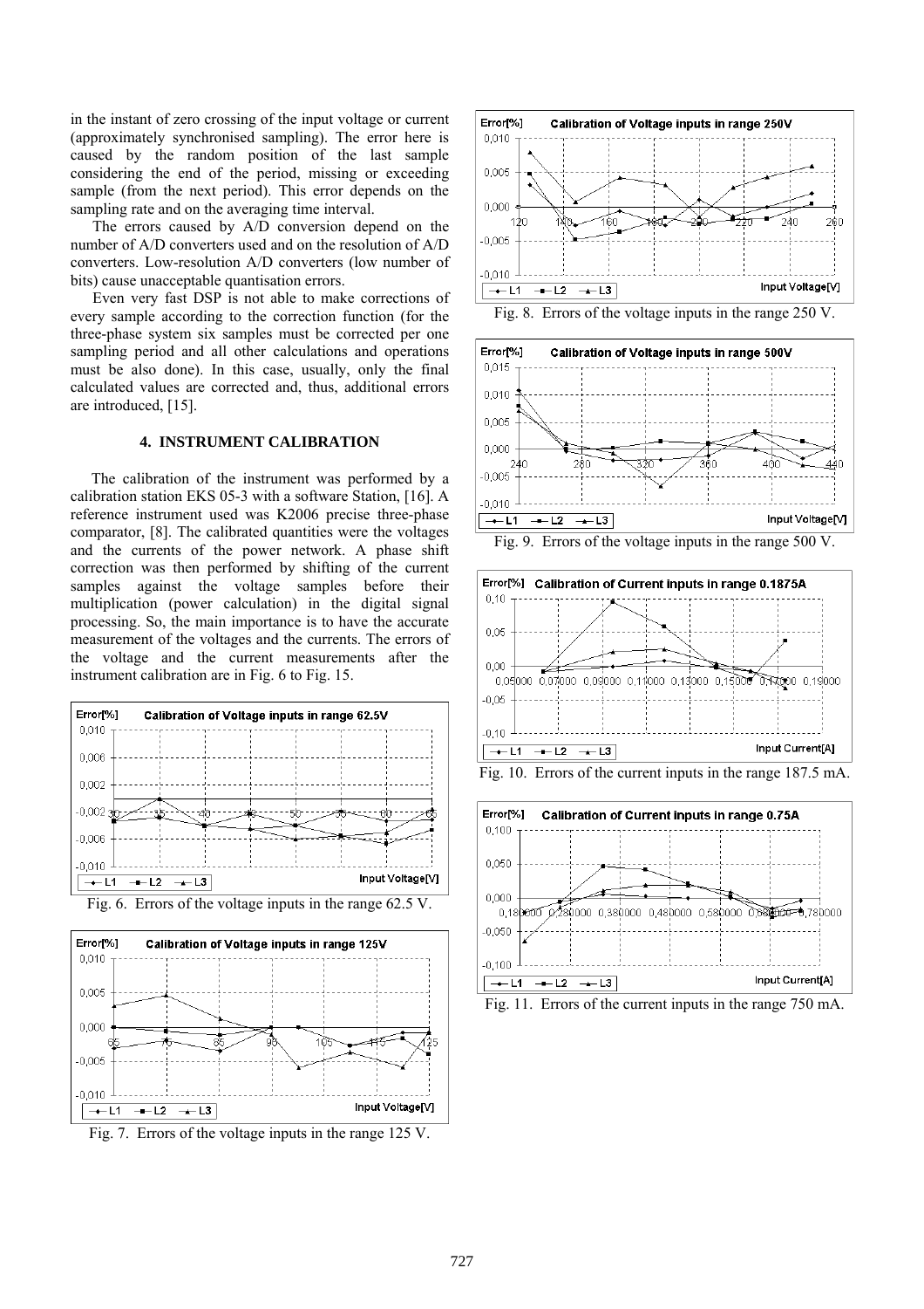in the instant of zero crossing of the input voltage or current (approximately synchronised sampling). The error here is caused by the random position of the last sample considering the end of the period, missing or exceeding sample (from the next period). This error depends on the sampling rate and on the averaging time interval.

The errors caused by A/D conversion depend on the number of A/D converters used and on the resolution of A/D converters. Low-resolution A/D converters (low number of bits) cause unacceptable quantisation errors.

Even very fast DSP is not able to make corrections of every sample according to the correction function (for the three-phase system six samples must be corrected per one sampling period and all other calculations and operations must be also done). In this case, usually, only the final calculated values are corrected and, thus, additional errors are introduced, [15].

## 4. INSTRUMENT CALIBRATION

The calibration of the instrument was performed by a calibration station EKS 05-3 with a software Station, [16]. A reference instrument used was K2006 precise three-phase comparator, [8]. The calibrated quantities were the voltages and the currents of the power network. A phase shift correction was then performed by shifting of the current samples against the voltage samples before their multiplication (power calculation) in the digital signal processing. So, the main importance is to have the accurate measurement of the voltages and the currents. The errors of the voltage and the current measurements after the instrument calibration are in Fig. 6 to Fig. 15.

Fig. 6. Errors of the voltage inputs in the range 62.5 V.

Fig. 7. Errors of the voltage inputs in the range 125 V.

Fig. 8. Errors of the voltage inputs in the range 250 V.

Fig. 9. Errors of the voltage inputs in the range 500 V.

Fig. 10. Errors of the current inputs in the range 187.5 mA.

Fig. 11. Errors of the current inputs in the range 750 mA.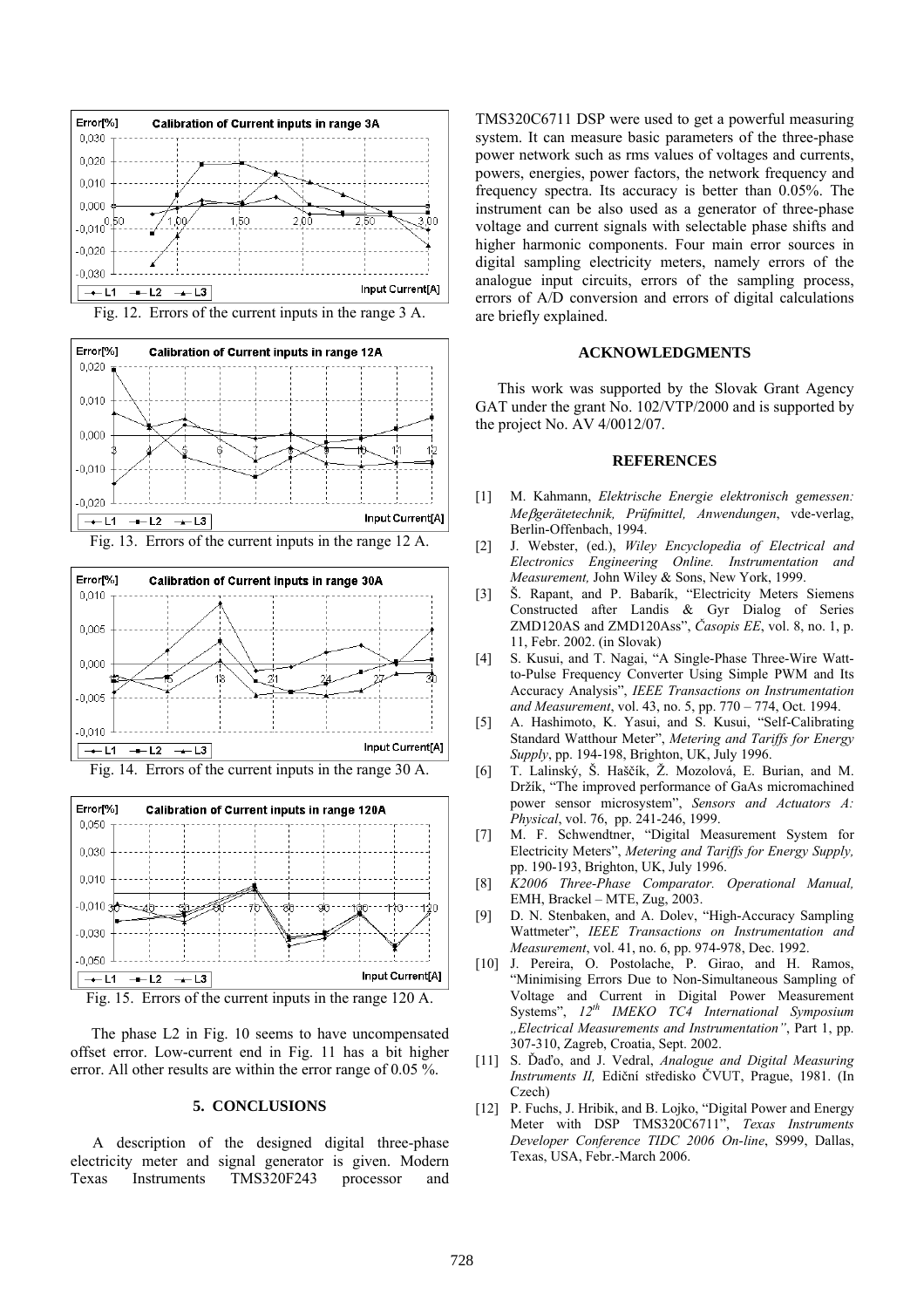Fig. 12. Errors of the current inputs in the range 3 A.

Fig. 13. Errors of the current inputs in the range 12 A.

Fig. 14. Errors of the current inputs in the range 30 A.

Fig. 15. Errors of the current inputs in the range 120 A.

The phase L2 in Fig. 10 seems to have uncompensated offset error. Low-current end in Fig. 11 has a bit higher error. All other results are within the error range of 0.05 %.

## 5. CONCLUSIONS

A description of the designed digital three-phase electricity meter and signal generator is given. Modern Texas Instruments TMS320F243 processor and TMS320C6711 DSP were used to get a powerful measuring system. It can measure basic parameters of the three-phase power network such as rms values of voltages and currents, powers, energies, power factors, the network frequency and frequency spectra. Its accuracy is better than 0.05%. The instrument can be also used as a generator of three-phase voltage and current signals with selectable phase shifts and higher harmonic components. Four main error sources in digital sampling electricity meters, namely errors of the analogue input circuits, errors of the sampling process, errors of A/D conversion and errors of digital calculations are briefly explained.

## ACKNOWLEDGMENTS

This work was supported by the Slovak Grant Agency GAT under the grant No. 102/VTP/2000 and is supported by the project No. AV 4/0012/07.

## REFERENCES

[1] M. Kahmann, *Elektrische Energie elektronisch gemessen: Meßgerätetechnik, Prüfmittel, Anwendungen*, vde-verlag, Berlin-Offenbach, 1994.

[2] J. Webster, (ed.), *Wiley Encyclopedia of Electrical and Electronics Engineering Online. Instrumentation and Measurement,* John Wiley & Sons, New York, 1999.

[3] Š. Rapant, and P. Babarík, "Electricity Meters Siemens Constructed after Landis & Gyr Dialog of Series ZMD120AS and ZMD120Ass", *Časopis EE*, vol. 8, no. 1, p. 11, Febr. 2002. (in Slovak)

[4] S. Kusui, and T. Nagai, "A Single-Phase Three-Wire Watt-to-Pulse Frequency Converter Using Simple PWM and Its Accuracy Analysis", *IEEE Transactions on Instrumentation and Measurement*, vol. 43, no. 5, pp. 770 – 774, Oct. 1994.

[5] A. Hashimoto, K. Yasui, and S. Kusui, "Self-Calibrating Standard Watthour Meter", *Metering and Tariffs for Energy Supply*, pp. 194-198, Brighton, UK, July 1996.

[6] T. Lalinský, Š. Haščík, Ž. Mozolová, E. Burian, and M. Držík, "The improved performance of GaAs micromachined power sensor microsystem", *Sensors and Actuators A: Physical*, vol. 76, pp. 241-246, 1999.

[7] M. F. Schwendtner, "Digital Measurement System for Electricity Meters", *Metering and Tariffs for Energy Supply,* pp. 190-193, Brighton, UK, July 1996.

[8] *K2006 Three-Phase Comparator. Operational Manual,* EMH, Brackel – MTE, Zug, 2003.

[9] D. N. Stenbaken, and A. Dolev, "High-Accuracy Sampling Wattmeter", *IEEE Transactions on Instrumentation and Measurement*, vol. 41, no. 6, pp. 974-978, Dec. 1992.

[10] J. Pereira, O. Postolache, P. Girao, and H. Ramos, "Minimising Errors Due to Non-Simultaneous Sampling of Voltage and Current in Digital Power Measurement Systems", *12th IMEKO TC4 International Symposium „Electrical Measurements and Instrumentation"*, Part 1, pp. 307-310, Zagreb, Croatia, Sept. 2002.

[11] S. Ďaďo, and J. Vedral, *Analogue and Digital Measuring Instruments II,* Ediční středisko ČVUT, Prague, 1981. (In Czech)

[12] P. Fuchs, J. Hribik, and B. Lojko, "Digital Power and Energy Meter with DSP TMS320C6711", *Texas Instruments Developer Conference TIDC 2006 On-line*, S999, Dallas, Texas, USA, Febr.-March 2006.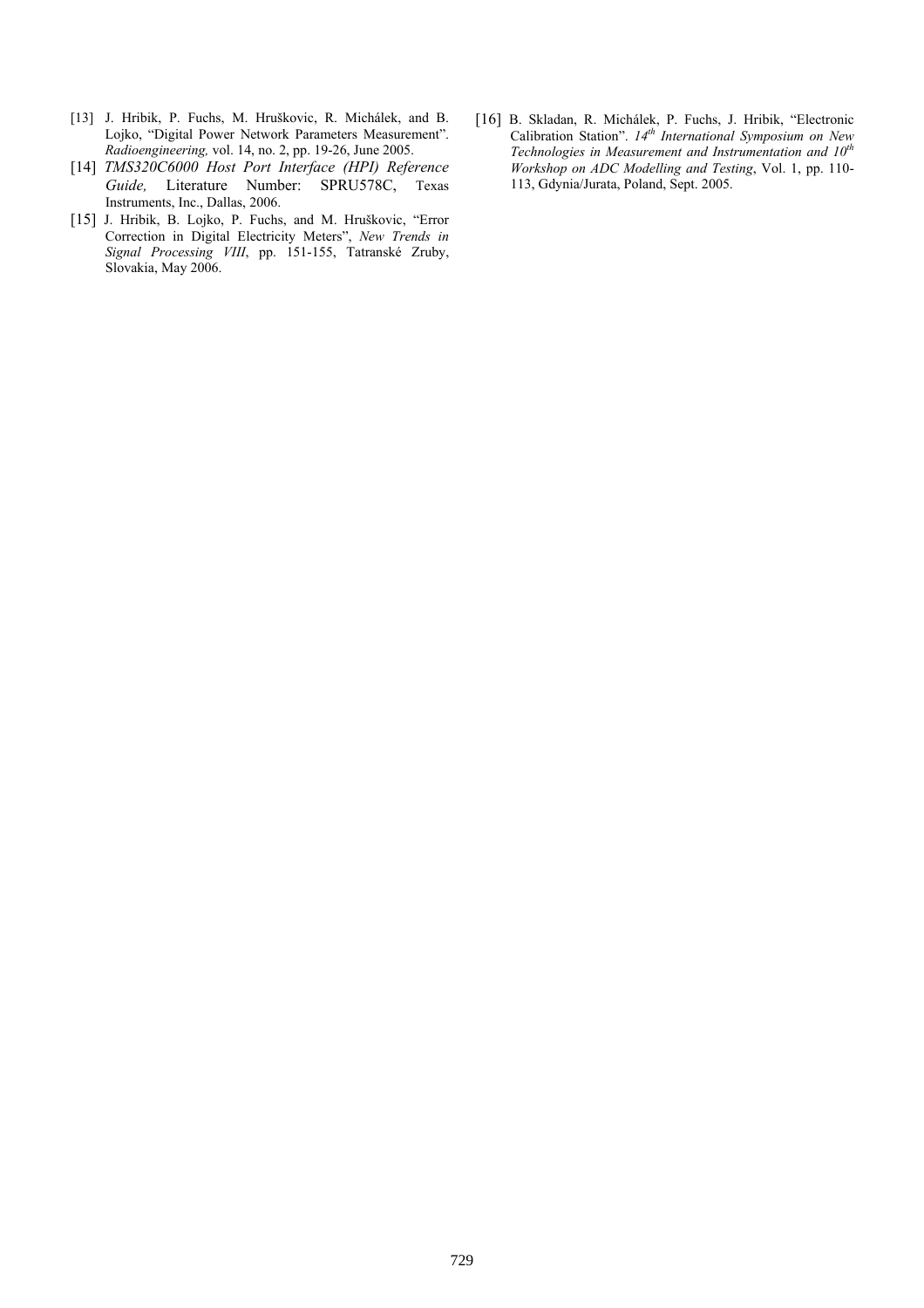[13] J. Hribik, P. Fuchs, M. Hruškovic, R. Michálek, and B. Lojko, "Digital Power Network Parameters Measurement". *Radioengineering,* vol. 14, no. 2, pp. 19-26, June 2005.

[14] *TMS320C6000 Host Port Interface (HPI) Reference Guide,* Literature Number: SPRU578C, Texas Instruments, Inc., Dallas, 2006.

[15] J. Hribik, B. Lojko, P. Fuchs, and M. Hruškovic, "Error Correction in Digital Electricity Meters", *New Trends in Signal Processing VIII*, pp. 151-155, Tatranské Zruby, Slovakia, May 2006.

[16] B. Skladan, R. Michálek, P. Fuchs, J. Hribik, "Electronic Calibration Station". *14th International Symposium on New Technologies in Measurement and Instrumentation and 10th Workshop on ADC Modelling and Testing*, Vol. 1, pp. 110-113, Gdynia/Jurata, Poland, Sept. 2005.